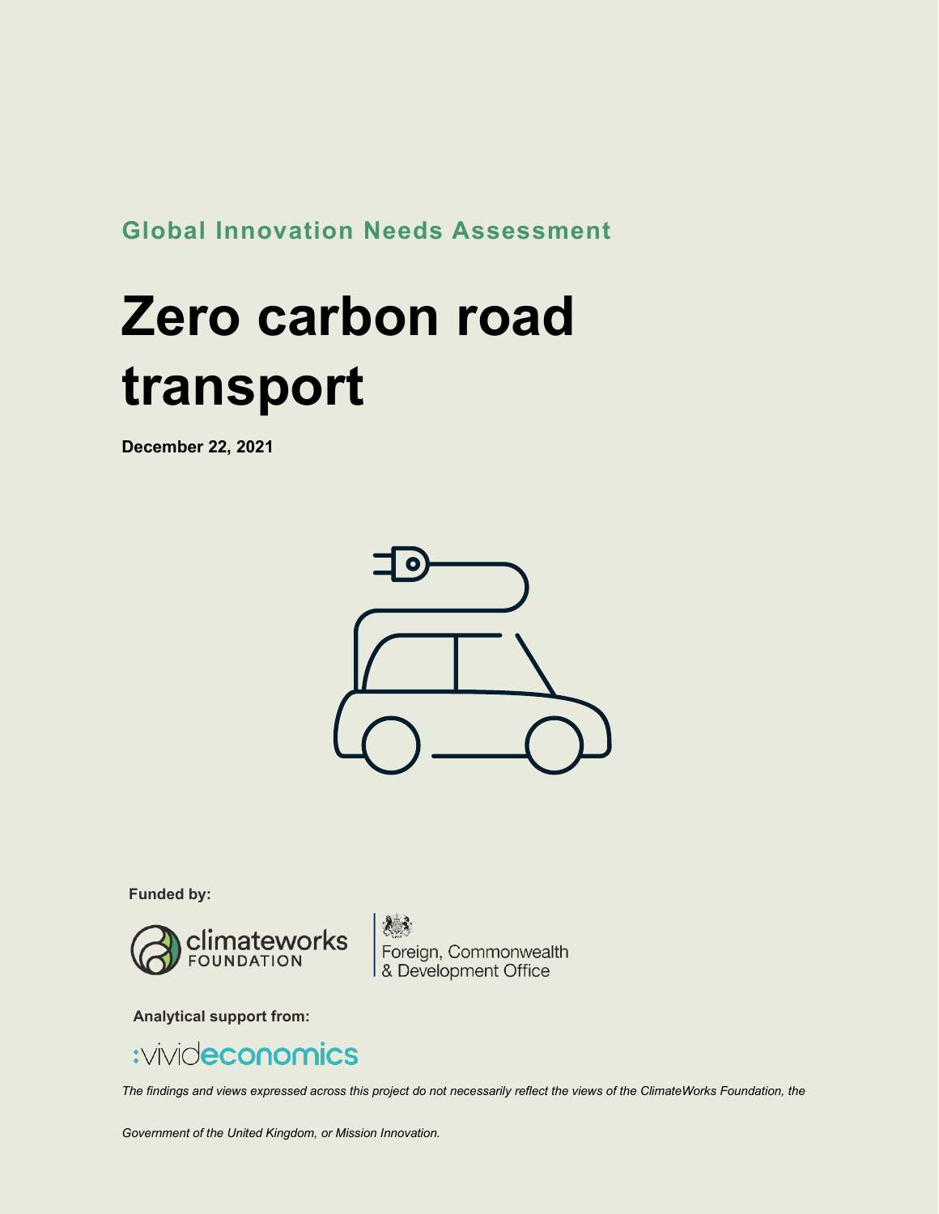**Global Innovation Needs Assessment**

# Zero carbon road transport

**December 22, 2021**

**Funded by:**

climateworks FOUNDATION

Foreign, Commonwealth & Development Office

**Analytical support from:**

:vivideconomics

*The findings and views expressed across this project do not necessarily reflect the views of the ClimateWorks Foundation, the Government of the United Kingdom, or Mission Innovation.*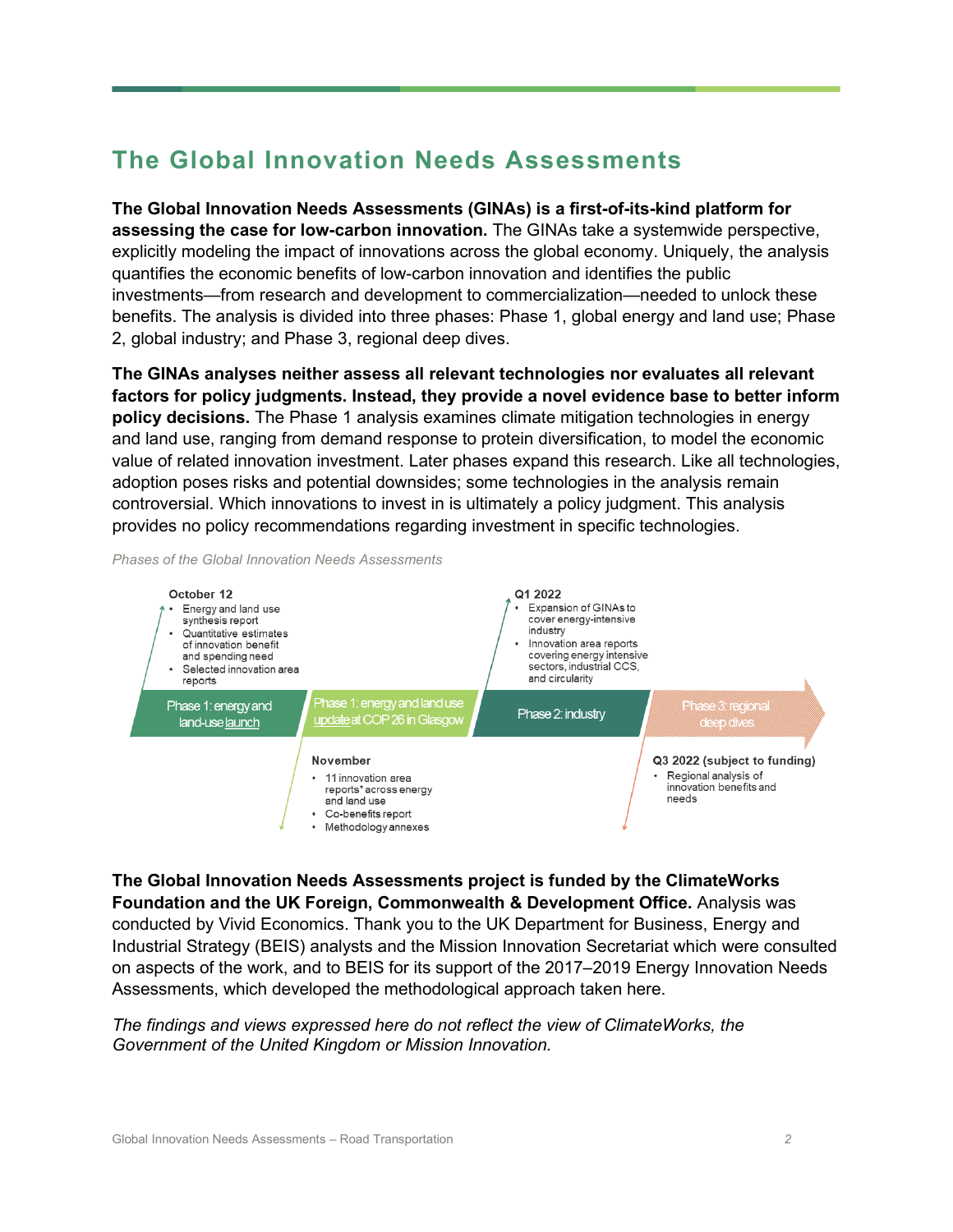# The Global Innovation Needs Assessments

**The Global Innovation Needs Assessments (GINAs) is a first-of-its-kind platform for assessing the case for low-carbon innovation.** The GINAs take a systemwide perspective, explicitly modeling the impact of innovations across the global economy. Uniquely, the analysis quantifies the economic benefits of low-carbon innovation and identifies the public investments—from research and development to commercialization—needed to unlock these benefits. The analysis is divided into three phases: Phase 1, global energy and land use; Phase 2, global industry; and Phase 3, regional deep dives.

**The GINAs analyses neither assess all relevant technologies nor evaluates all relevant factors for policy judgments. Instead, they provide a novel evidence base to better inform policy decisions.** The Phase 1 analysis examines climate mitigation technologies in energy and land use, ranging from demand response to protein diversification, to model the economic value of related innovation investment. Later phases expand this research. Like all technologies, adoption poses risks and potential downsides; some technologies in the analysis remain controversial. Which innovations to invest in is ultimately a policy judgment. This analysis provides no policy recommendations regarding investment in specific technologies.

*Phases of the Global Innovation Needs Assessments*

**October 12**
- Energy and land use synthesis report
- Quantitative estimates of innovation benefit and spending need
- Selected innovation area reports

**Phase 1: energy and land-use launch** → **Phase 1: energy and land use update at COP 26 in Glasgow** → **Phase 2: industry** → **Phase 3: regional deep dives**

**November**
- 11 innovation area reports* across energy and land use
- Co-benefits report
- Methodology annexes

**Q1 2022**
- Expansion of GINAs to cover energy-intensive industry
- Innovation area reports covering energy intensive sectors, industrial CCS, and circularity

**Q3 2022 (subject to funding)**
- Regional analysis of innovation benefits and needs

**The Global Innovation Needs Assessments project is funded by the ClimateWorks Foundation and the UK Foreign, Commonwealth & Development Office.** Analysis was conducted by Vivid Economics. Thank you to the UK Department for Business, Energy and Industrial Strategy (BEIS) analysts and the Mission Innovation Secretariat which were consulted on aspects of the work, and to BEIS for its support of the 2017–2019 Energy Innovation Needs Assessments, which developed the methodological approach taken here.

*The findings and views expressed here do not reflect the view of ClimateWorks, the Government of the United Kingdom or Mission Innovation.*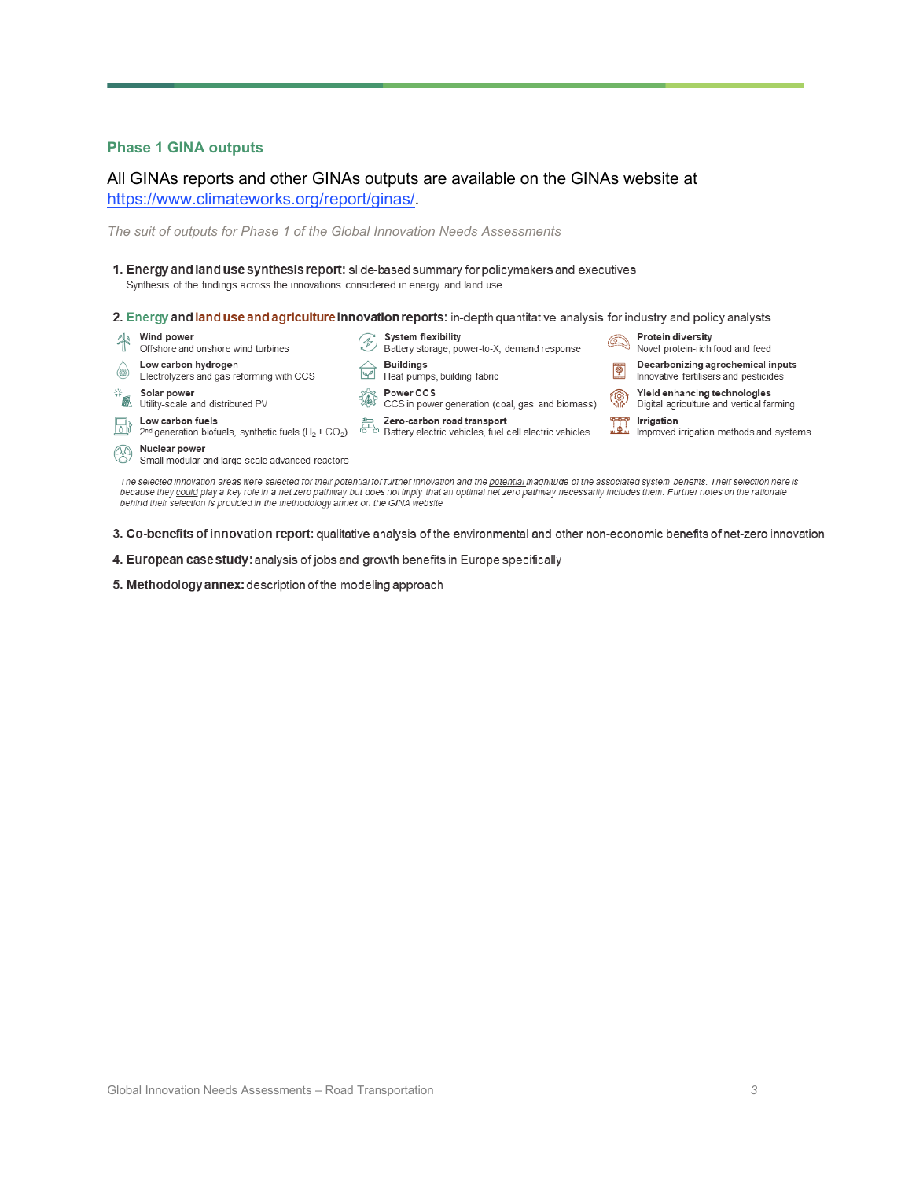## Phase 1 GINA outputs

All GINAs reports and other GINAs outputs are available on the GINAs website at [https://www.climateworks.org/report/ginas/](https://www.climateworks.org/report/ginas/).

*The suit of outputs for Phase 1 of the Global Innovation Needs Assessments*

1. **Energy and land use synthesis report:** slide-based summary for policymakers and executives
   Synthesis of the findings across the innovations considered in energy and land use

2. **Energy and land use and agriculture innovation reports:** in-depth quantitative analysis for industry and policy analysts
   - **Wind power** – Offshore and onshore wind turbines
   - **Low carbon hydrogen** – Electrolyzers and gas reforming with CCS
   - **Solar power** – Utility-scale and distributed PV
   - **Low carbon fuels** – 2nd generation biofuels, synthetic fuels ($H_2$ + $CO_2$)
   - **Nuclear power** – Small modular and large-scale advanced reactors
   - **System flexibility** – Battery storage, power-to-X, demand response
   - **Buildings** – Heat pumps, building fabric
   - **Power CCS** – CCS in power generation (coal, gas, and biomass)
   - **Zero-carbon road transport** – Battery electric vehicles, fuel cell electric vehicles
   - **Protein diversity** – Novel protein-rich food and feed
   - **Decarbonizing agrochemical inputs** – Innovative fertilisers and pesticides
   - **Yield enhancing technologies** – Digital agriculture and vertical farming
   - **Irrigation** – Improved irrigation methods and systems

   *The selected innovation areas were selected for their potential for further innovation and the potential magnitude of the associated system benefits. Their selection here is because they could play a key role in a net zero pathway but does not imply that an optimal net zero pathway necessarily includes them. Further notes on the rationale behind their selection is provided in the methodology annex on the GINA website*

3. **Co-benefits of innovation report:** qualitative analysis of the environmental and other non-economic benefits of net-zero innovation

4. **European case study:** analysis of jobs and growth benefits in Europe specifically

5. **Methodology annex:** description of the modeling approach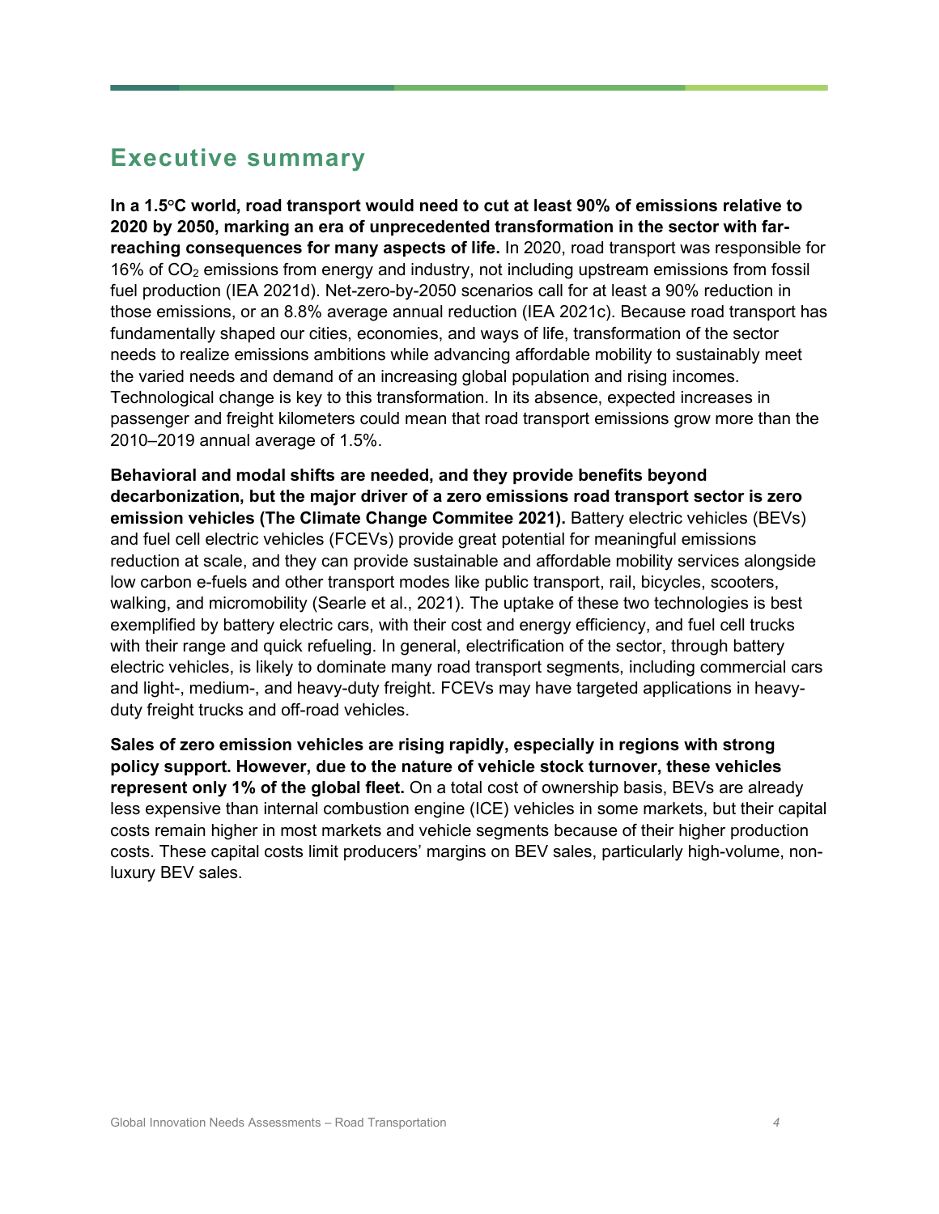## Executive summary

**In a 1.5°C world, road transport would need to cut at least 90% of emissions relative to 2020 by 2050, marking an era of unprecedented transformation in the sector with far-reaching consequences for many aspects of life.** In 2020, road transport was responsible for 16% of $CO_2$ emissions from energy and industry, not including upstream emissions from fossil fuel production (IEA 2021d). Net-zero-by-2050 scenarios call for at least a 90% reduction in those emissions, or an 8.8% average annual reduction (IEA 2021c). Because road transport has fundamentally shaped our cities, economies, and ways of life, transformation of the sector needs to realize emissions ambitions while advancing affordable mobility to sustainably meet the varied needs and demand of an increasing global population and rising incomes. Technological change is key to this transformation. In its absence, expected increases in passenger and freight kilometers could mean that road transport emissions grow more than the 2010–2019 annual average of 1.5%.

**Behavioral and modal shifts are needed, and they provide benefits beyond decarbonization, but the major driver of a zero emissions road transport sector is zero emission vehicles (The Climate Change Commitee 2021).** Battery electric vehicles (BEVs) and fuel cell electric vehicles (FCEVs) provide great potential for meaningful emissions reduction at scale, and they can provide sustainable and affordable mobility services alongside low carbon e-fuels and other transport modes like public transport, rail, bicycles, scooters, walking, and micromobility (Searle et al., 2021). The uptake of these two technologies is best exemplified by battery electric cars, with their cost and energy efficiency, and fuel cell trucks with their range and quick refueling. In general, electrification of the sector, through battery electric vehicles, is likely to dominate many road transport segments, including commercial cars and light-, medium-, and heavy-duty freight. FCEVs may have targeted applications in heavy-duty freight trucks and off-road vehicles.

**Sales of zero emission vehicles are rising rapidly, especially in regions with strong policy support. However, due to the nature of vehicle stock turnover, these vehicles represent only 1% of the global fleet.** On a total cost of ownership basis, BEVs are already less expensive than internal combustion engine (ICE) vehicles in some markets, but their capital costs remain higher in most markets and vehicle segments because of their higher production costs. These capital costs limit producers' margins on BEV sales, particularly high-volume, non-luxury BEV sales.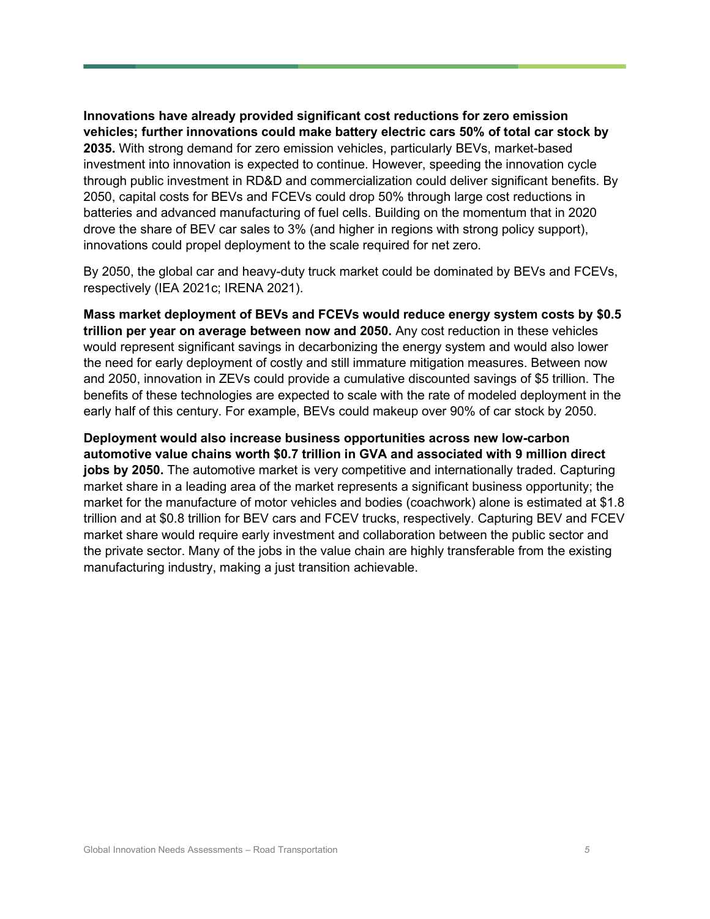**Innovations have already provided significant cost reductions for zero emission vehicles; further innovations could make battery electric cars 50% of total car stock by 2035.** With strong demand for zero emission vehicles, particularly BEVs, market-based investment into innovation is expected to continue. However, speeding the innovation cycle through public investment in RD&D and commercialization could deliver significant benefits. By 2050, capital costs for BEVs and FCEVs could drop 50% through large cost reductions in batteries and advanced manufacturing of fuel cells. Building on the momentum that in 2020 drove the share of BEV car sales to 3% (and higher in regions with strong policy support), innovations could propel deployment to the scale required for net zero.

By 2050, the global car and heavy-duty truck market could be dominated by BEVs and FCEVs, respectively (IEA 2021c; IRENA 2021).

**Mass market deployment of BEVs and FCEVs would reduce energy system costs by $0.5 trillion per year on average between now and 2050.** Any cost reduction in these vehicles would represent significant savings in decarbonizing the energy system and would also lower the need for early deployment of costly and still immature mitigation measures. Between now and 2050, innovation in ZEVs could provide a cumulative discounted savings of $5 trillion. The benefits of these technologies are expected to scale with the rate of modeled deployment in the early half of this century. For example, BEVs could makeup over 90% of car stock by 2050.

**Deployment would also increase business opportunities across new low-carbon automotive value chains worth $0.7 trillion in GVA and associated with 9 million direct jobs by 2050.** The automotive market is very competitive and internationally traded. Capturing market share in a leading area of the market represents a significant business opportunity; the market for the manufacture of motor vehicles and bodies (coachwork) alone is estimated at $1.8 trillion and at $0.8 trillion for BEV cars and FCEV trucks, respectively. Capturing BEV and FCEV market share would require early investment and collaboration between the public sector and the private sector. Many of the jobs in the value chain are highly transferable from the existing manufacturing industry, making a just transition achievable.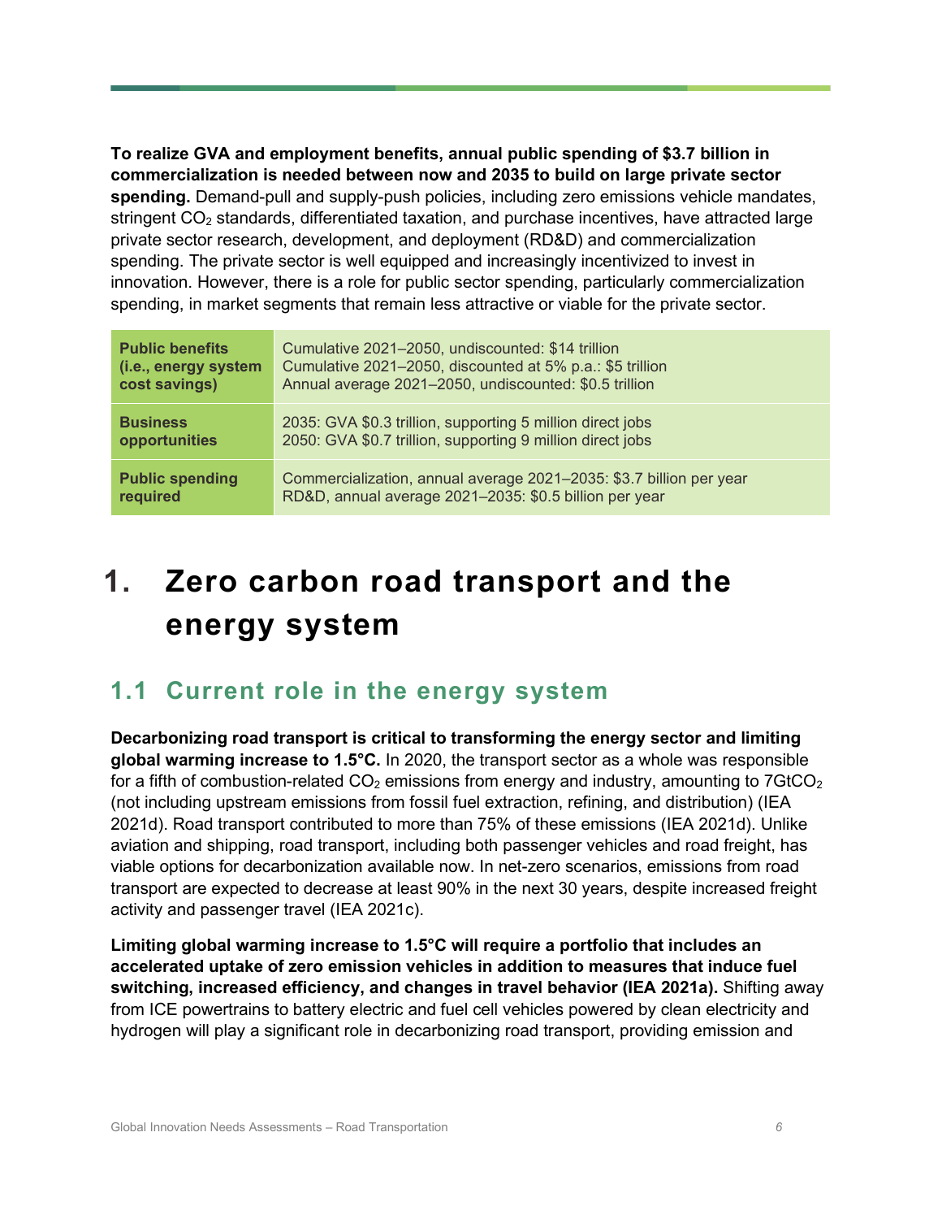**To realize GVA and employment benefits, annual public spending of $3.7 billion in commercialization is needed between now and 2035 to build on large private sector spending.** Demand-pull and supply-push policies, including zero emissions vehicle mandates, stringent $CO_2$ standards, differentiated taxation, and purchase incentives, have attracted large private sector research, development, and deployment (RD&D) and commercialization spending. The private sector is well equipped and increasingly incentivized to invest in innovation. However, there is a role for public sector spending, particularly commercialization spending, in market segments that remain less attractive or viable for the private sector.

| | |
|---|---|
| **Public benefits (i.e., energy system cost savings)** | Cumulative 2021–2050, undiscounted: $14 trillion<br>Cumulative 2021–2050, discounted at 5% p.a.: $5 trillion<br>Annual average 2021–2050, undiscounted: $0.5 trillion |
| **Business opportunities** | 2035: GVA $0.3 trillion, supporting 5 million direct jobs<br>2050: GVA $0.7 trillion, supporting 9 million direct jobs |
| **Public spending required** | Commercialization, annual average 2021–2035: $3.7 billion per year<br>RD&D, annual average 2021–2035: $0.5 billion per year |

# 1. Zero carbon road transport and the energy system

## 1.1 Current role in the energy system

**Decarbonizing road transport is critical to transforming the energy sector and limiting global warming increase to 1.5°C.** In 2020, the transport sector as a whole was responsible for a fifth of combustion-related $CO_2$ emissions from energy and industry, amounting to 7Gt$CO_2$ (not including upstream emissions from fossil fuel extraction, refining, and distribution) (IEA 2021d). Road transport contributed to more than 75% of these emissions (IEA 2021d). Unlike aviation and shipping, road transport, including both passenger vehicles and road freight, has viable options for decarbonization available now. In net-zero scenarios, emissions from road transport are expected to decrease at least 90% in the next 30 years, despite increased freight activity and passenger travel (IEA 2021c).

**Limiting global warming increase to 1.5°C will require a portfolio that includes an accelerated uptake of zero emission vehicles in addition to measures that induce fuel switching, increased efficiency, and changes in travel behavior (IEA 2021a).** Shifting away from ICE powertrains to battery electric and fuel cell vehicles powered by clean electricity and hydrogen will play a significant role in decarbonizing road transport, providing emission and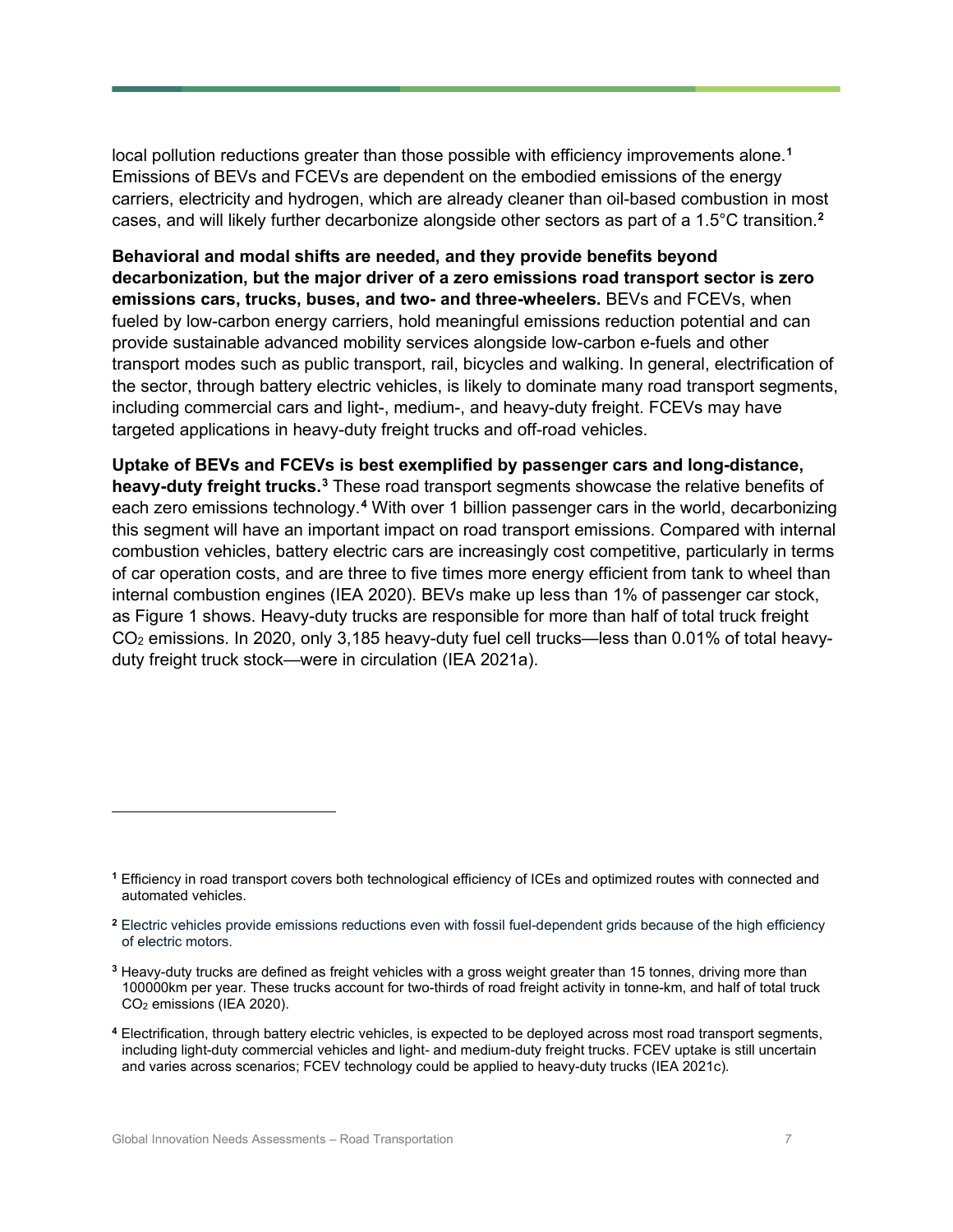local pollution reductions greater than those possible with efficiency improvements alone.[1] Emissions of BEVs and FCEVs are dependent on the embodied emissions of the energy carriers, electricity and hydrogen, which are already cleaner than oil-based combustion in most cases, and will likely further decarbonize alongside other sectors as part of a 1.5°C transition.[2]

**Behavioral and modal shifts are needed, and they provide benefits beyond decarbonization, but the major driver of a zero emissions road transport sector is zero emissions cars, trucks, buses, and two- and three-wheelers.** BEVs and FCEVs, when fueled by low-carbon energy carriers, hold meaningful emissions reduction potential and can provide sustainable advanced mobility services alongside low-carbon e-fuels and other transport modes such as public transport, rail, bicycles and walking. In general, electrification of the sector, through battery electric vehicles, is likely to dominate many road transport segments, including commercial cars and light-, medium-, and heavy-duty freight. FCEVs may have targeted applications in heavy-duty freight trucks and off-road vehicles.

**Uptake of BEVs and FCEVs is best exemplified by passenger cars and long-distance, heavy-duty freight trucks.**[3] These road transport segments showcase the relative benefits of each zero emissions technology.[4] With over 1 billion passenger cars in the world, decarbonizing this segment will have an important impact on road transport emissions. Compared with internal combustion vehicles, battery electric cars are increasingly cost competitive, particularly in terms of car operation costs, and are three to five times more energy efficient from tank to wheel than internal combustion engines (IEA 2020). BEVs make up less than 1% of passenger car stock, as Figure 1 shows. Heavy-duty trucks are responsible for more than half of total truck freight $CO_2$ emissions. In 2020, only 3,185 heavy-duty fuel cell trucks—less than 0.01% of total heavy-duty freight truck stock—were in circulation (IEA 2021a).

---

[1] Efficiency in road transport covers both technological efficiency of ICEs and optimized routes with connected and automated vehicles.

[2] Electric vehicles provide emissions reductions even with fossil fuel-dependent grids because of the high efficiency of electric motors.

[3] Heavy-duty trucks are defined as freight vehicles with a gross weight greater than 15 tonnes, driving more than 100000km per year. These trucks account for two-thirds of road freight activity in tonne-km, and half of total truck $CO_2$ emissions (IEA 2020).

[4] Electrification, through battery electric vehicles, is expected to be deployed across most road transport segments, including light-duty commercial vehicles and light- and medium-duty freight trucks. FCEV uptake is still uncertain and varies across scenarios; FCEV technology could be applied to heavy-duty trucks (IEA 2021c).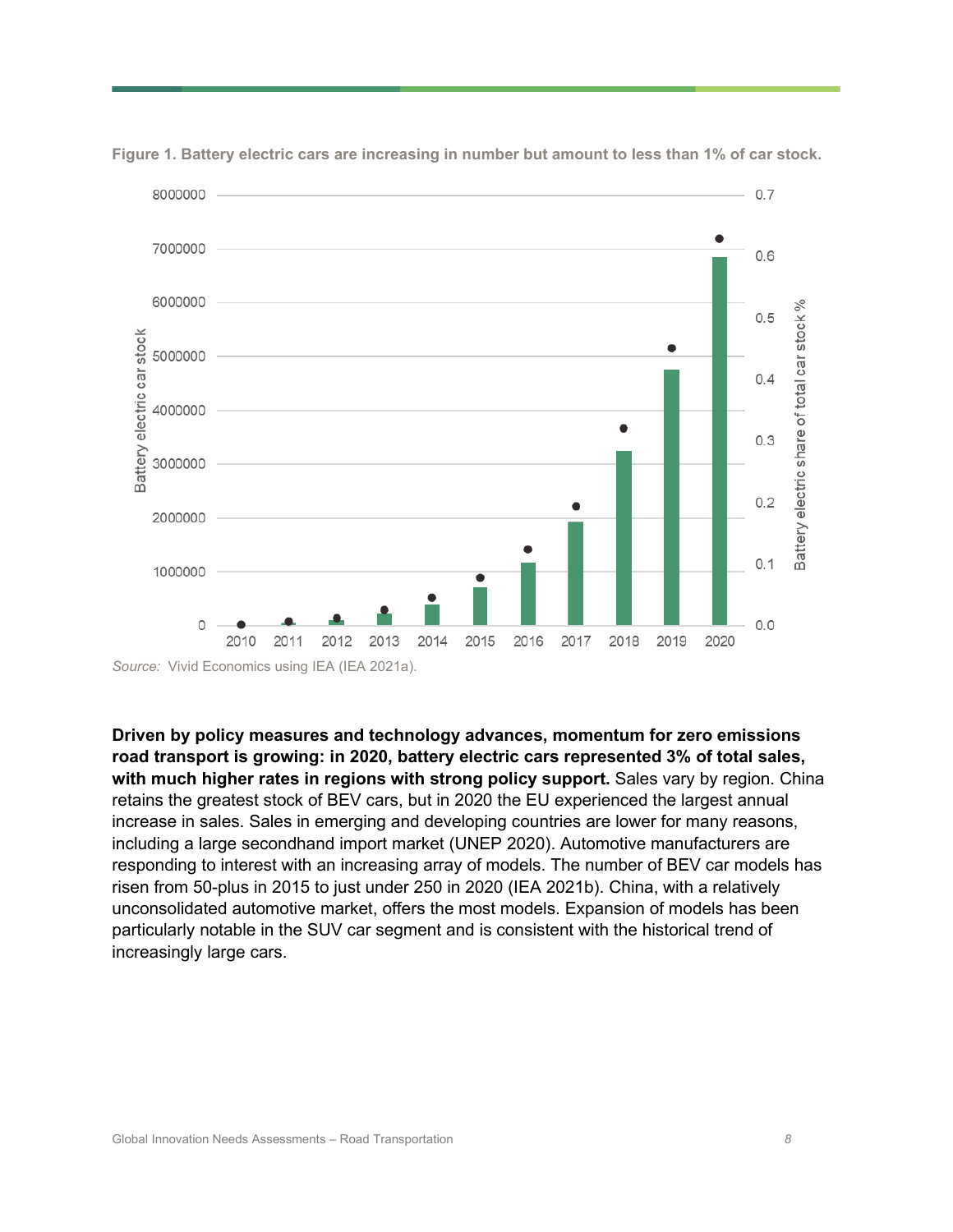**Figure 1. Battery electric cars are increasing in number but amount to less than 1% of car stock.**

*Source:* Vivid Economics using IEA (IEA 2021a).

**Driven by policy measures and technology advances, momentum for zero emissions road transport is growing: in 2020, battery electric cars represented 3% of total sales, with much higher rates in regions with strong policy support.** Sales vary by region. China retains the greatest stock of BEV cars, but in 2020 the EU experienced the largest annual increase in sales. Sales in emerging and developing countries are lower for many reasons, including a large secondhand import market (UNEP 2020). Automotive manufacturers are responding to interest with an increasing array of models. The number of BEV car models has risen from 50-plus in 2015 to just under 250 in 2020 (IEA 2021b). China, with a relatively unconsolidated automotive market, offers the most models. Expansion of models has been particularly notable in the SUV car segment and is consistent with the historical trend of increasingly large cars.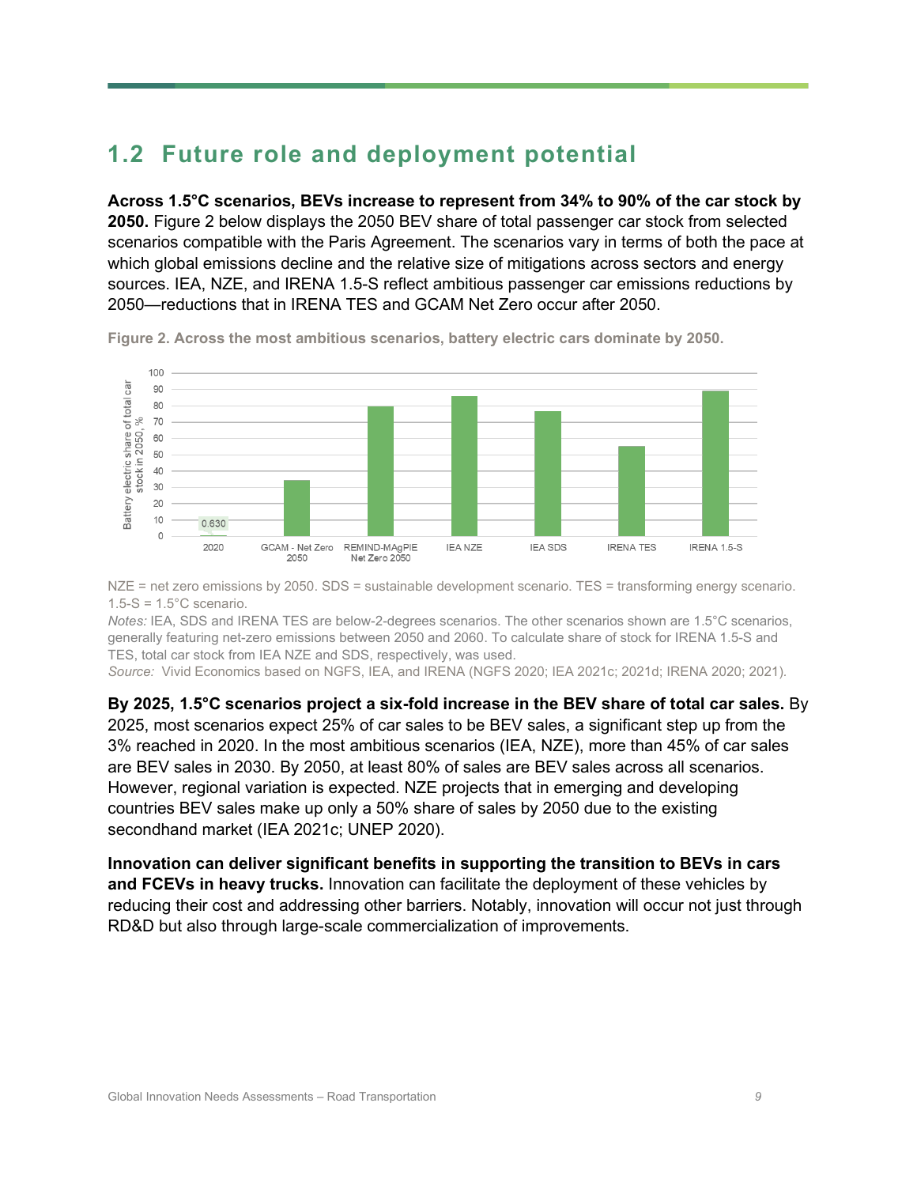## 1.2 Future role and deployment potential

**Across 1.5°C scenarios, BEVs increase to represent from 34% to 90% of the car stock by 2050.** Figure 2 below displays the 2050 BEV share of total passenger car stock from selected scenarios compatible with the Paris Agreement. The scenarios vary in terms of both the pace at which global emissions decline and the relative size of mitigations across sectors and energy sources. IEA, NZE, and IRENA 1.5-S reflect ambitious passenger car emissions reductions by 2050—reductions that in IRENA TES and GCAM Net Zero occur after 2050.

**Figure 2. Across the most ambitious scenarios, battery electric cars dominate by 2050.**

NZE = net zero emissions by 2050. SDS = sustainable development scenario. TES = transforming energy scenario. 1.5-S = 1.5°C scenario.

*Notes:* IEA, SDS and IRENA TES are below-2-degrees scenarios. The other scenarios shown are 1.5°C scenarios, generally featuring net-zero emissions between 2050 and 2060. To calculate share of stock for IRENA 1.5-S and TES, total car stock from IEA NZE and SDS, respectively, was used.

*Source:* Vivid Economics based on NGFS, IEA, and IRENA (NGFS 2020; IEA 2021c; 2021d; IRENA 2020; 2021).

**By 2025, 1.5°C scenarios project a six-fold increase in the BEV share of total car sales.** By 2025, most scenarios expect 25% of car sales to be BEV sales, a significant step up from the 3% reached in 2020. In the most ambitious scenarios (IEA, NZE), more than 45% of car sales are BEV sales in 2030. By 2050, at least 80% of sales are BEV sales across all scenarios. However, regional variation is expected. NZE projects that in emerging and developing countries BEV sales make up only a 50% share of sales by 2050 due to the existing secondhand market (IEA 2021c; UNEP 2020).

**Innovation can deliver significant benefits in supporting the transition to BEVs in cars and FCEVs in heavy trucks.** Innovation can facilitate the deployment of these vehicles by reducing their cost and addressing other barriers. Notably, innovation will occur not just through RD&D but also through large-scale commercialization of improvements.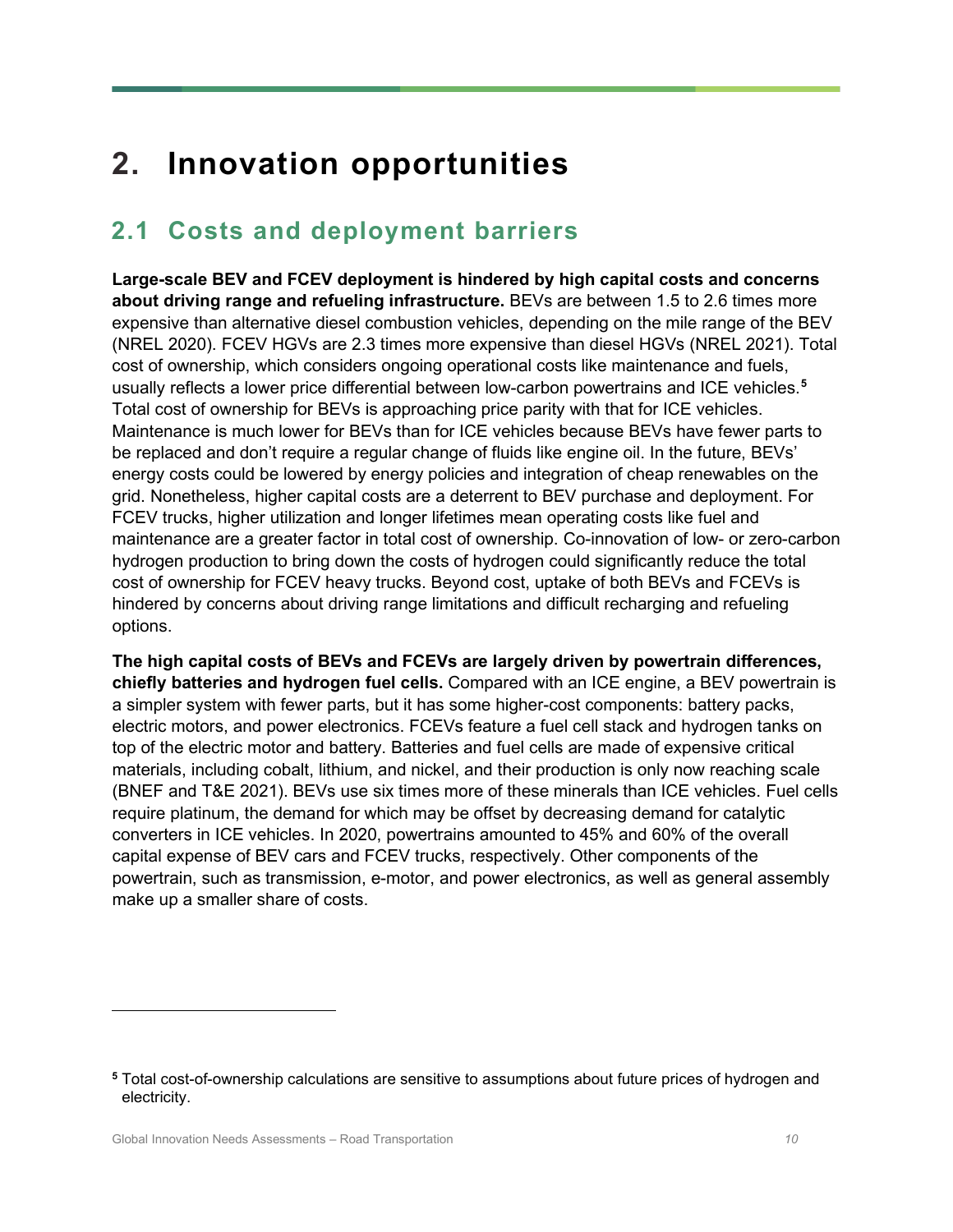# 2. Innovation opportunities

## 2.1 Costs and deployment barriers

**Large-scale BEV and FCEV deployment is hindered by high capital costs and concerns about driving range and refueling infrastructure.** BEVs are between 1.5 to 2.6 times more expensive than alternative diesel combustion vehicles, depending on the mile range of the BEV (NREL 2020). FCEV HGVs are 2.3 times more expensive than diesel HGVs (NREL 2021). Total cost of ownership, which considers ongoing operational costs like maintenance and fuels, usually reflects a lower price differential between low-carbon powertrains and ICE vehicles.[5] Total cost of ownership for BEVs is approaching price parity with that for ICE vehicles. Maintenance is much lower for BEVs than for ICE vehicles because BEVs have fewer parts to be replaced and don't require a regular change of fluids like engine oil. In the future, BEVs' energy costs could be lowered by energy policies and integration of cheap renewables on the grid. Nonetheless, higher capital costs are a deterrent to BEV purchase and deployment. For FCEV trucks, higher utilization and longer lifetimes mean operating costs like fuel and maintenance are a greater factor in total cost of ownership. Co-innovation of low- or zero-carbon hydrogen production to bring down the costs of hydrogen could significantly reduce the total cost of ownership for FCEV heavy trucks. Beyond cost, uptake of both BEVs and FCEVs is hindered by concerns about driving range limitations and difficult recharging and refueling options.

**The high capital costs of BEVs and FCEVs are largely driven by powertrain differences, chiefly batteries and hydrogen fuel cells.** Compared with an ICE engine, a BEV powertrain is a simpler system with fewer parts, but it has some higher-cost components: battery packs, electric motors, and power electronics. FCEVs feature a fuel cell stack and hydrogen tanks on top of the electric motor and battery. Batteries and fuel cells are made of expensive critical materials, including cobalt, lithium, and nickel, and their production is only now reaching scale (BNEF and T&E 2021). BEVs use six times more of these minerals than ICE vehicles. Fuel cells require platinum, the demand for which may be offset by decreasing demand for catalytic converters in ICE vehicles. In 2020, powertrains amounted to 45% and 60% of the overall capital expense of BEV cars and FCEV trucks, respectively. Other components of the powertrain, such as transmission, e-motor, and power electronics, as well as general assembly make up a smaller share of costs.

---

[5] Total cost-of-ownership calculations are sensitive to assumptions about future prices of hydrogen and electricity.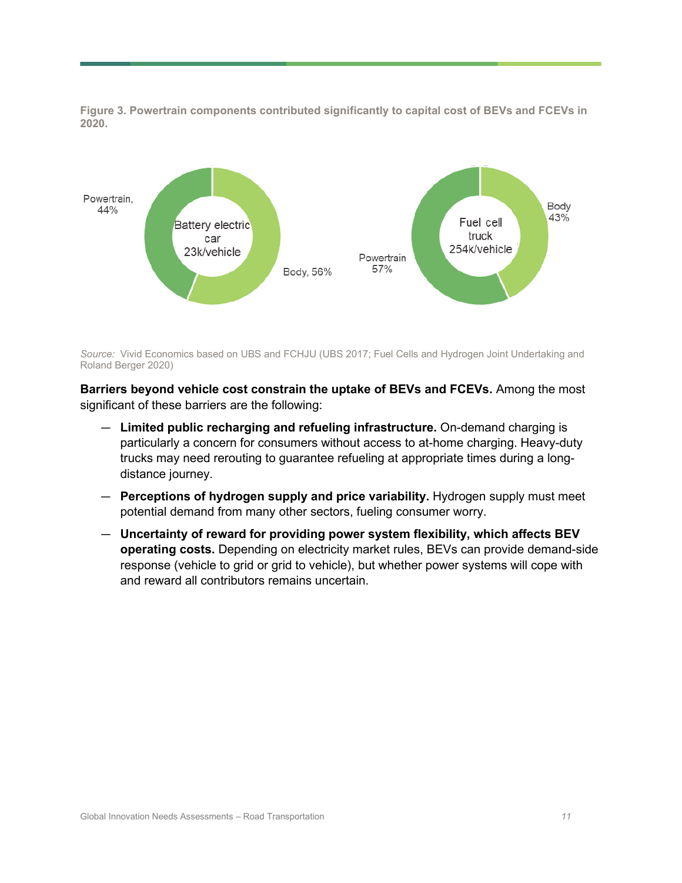**Figure 3. Powertrain components contributed significantly to capital cost of BEVs and FCEVs in 2020.**

Battery electric car 23k/vehicle: Powertrain, 44%; Body, 56%

Fuel cell truck 254k/vehicle: Powertrain 57%; Body 43%

*Source:* Vivid Economics based on UBS and FCHJU (UBS 2017; Fuel Cells and Hydrogen Joint Undertaking and Roland Berger 2020)

**Barriers beyond vehicle cost constrain the uptake of BEVs and FCEVs.** Among the most significant of these barriers are the following:

— **Limited public recharging and refueling infrastructure.** On-demand charging is particularly a concern for consumers without access to at-home charging. Heavy-duty trucks may need rerouting to guarantee refueling at appropriate times during a long-distance journey.

— **Perceptions of hydrogen supply and price variability.** Hydrogen supply must meet potential demand from many other sectors, fueling consumer worry.

— **Uncertainty of reward for providing power system flexibility, which affects BEV operating costs.** Depending on electricity market rules, BEVs can provide demand-side response (vehicle to grid or grid to vehicle), but whether power systems will cope with and reward all contributors remains uncertain.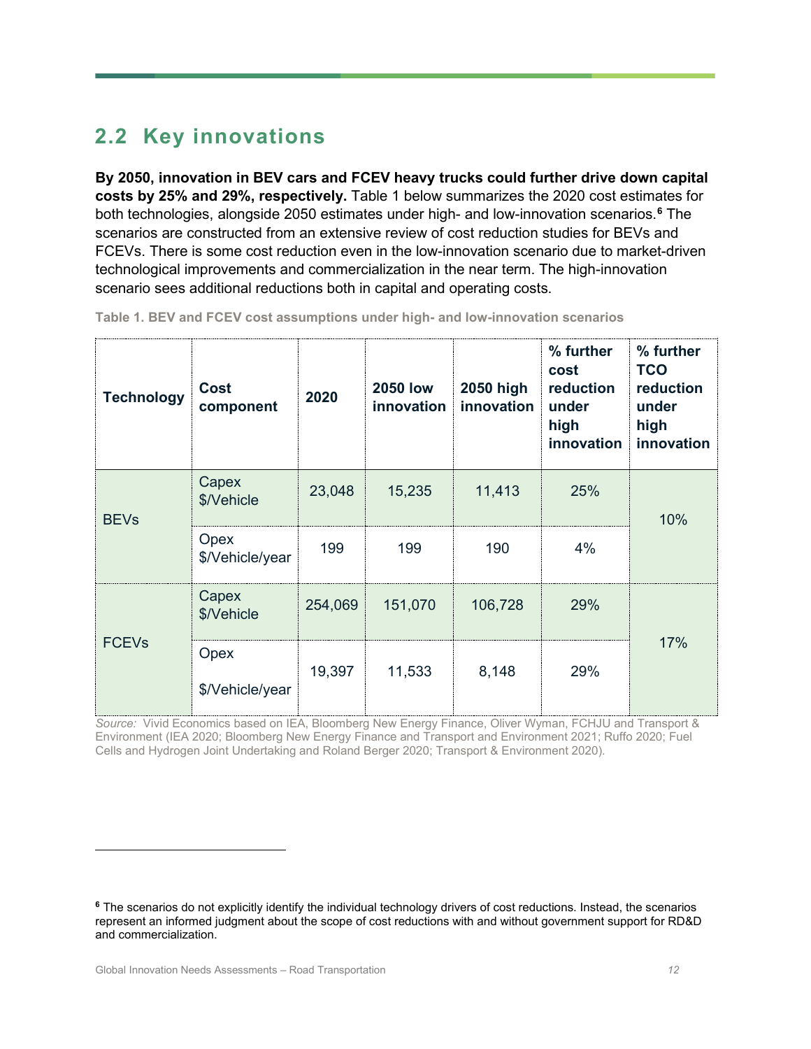## 2.2 Key innovations

**By 2050, innovation in BEV cars and FCEV heavy trucks could further drive down capital costs by 25% and 29%, respectively.** Table 1 below summarizes the 2020 cost estimates for both technologies, alongside 2050 estimates under high- and low-innovation scenarios.[6] The scenarios are constructed from an extensive review of cost reduction studies for BEVs and FCEVs. There is some cost reduction even in the low-innovation scenario due to market-driven technological improvements and commercialization in the near term. The high-innovation scenario sees additional reductions both in capital and operating costs.

**Table 1. BEV and FCEV cost assumptions under high- and low-innovation scenarios**

| Technology | Cost component | 2020 | 2050 low innovation | 2050 high innovation | % further cost reduction under high innovation | % further TCO reduction under high innovation |
|---|---|---|---|---|---|---|
| BEVs | Capex $/Vehicle | 23,048 | 15,235 | 11,413 | 25% | 10% |
| | Opex $/Vehicle/year | 199 | 199 | 190 | 4% | |
| FCEVs | Capex $/Vehicle | 254,069 | 151,070 | 106,728 | 29% | 17% |
| | Opex $/Vehicle/year | 19,397 | 11,533 | 8,148 | 29% | |

*Source:* Vivid Economics based on IEA, Bloomberg New Energy Finance, Oliver Wyman, FCHJU and Transport & Environment (IEA 2020; Bloomberg New Energy Finance and Transport and Environment 2021; Ruffo 2020; Fuel Cells and Hydrogen Joint Undertaking and Roland Berger 2020; Transport & Environment 2020).

[6] The scenarios do not explicitly identify the individual technology drivers of cost reductions. Instead, the scenarios represent an informed judgment about the scope of cost reductions with and without government support for RD&D and commercialization.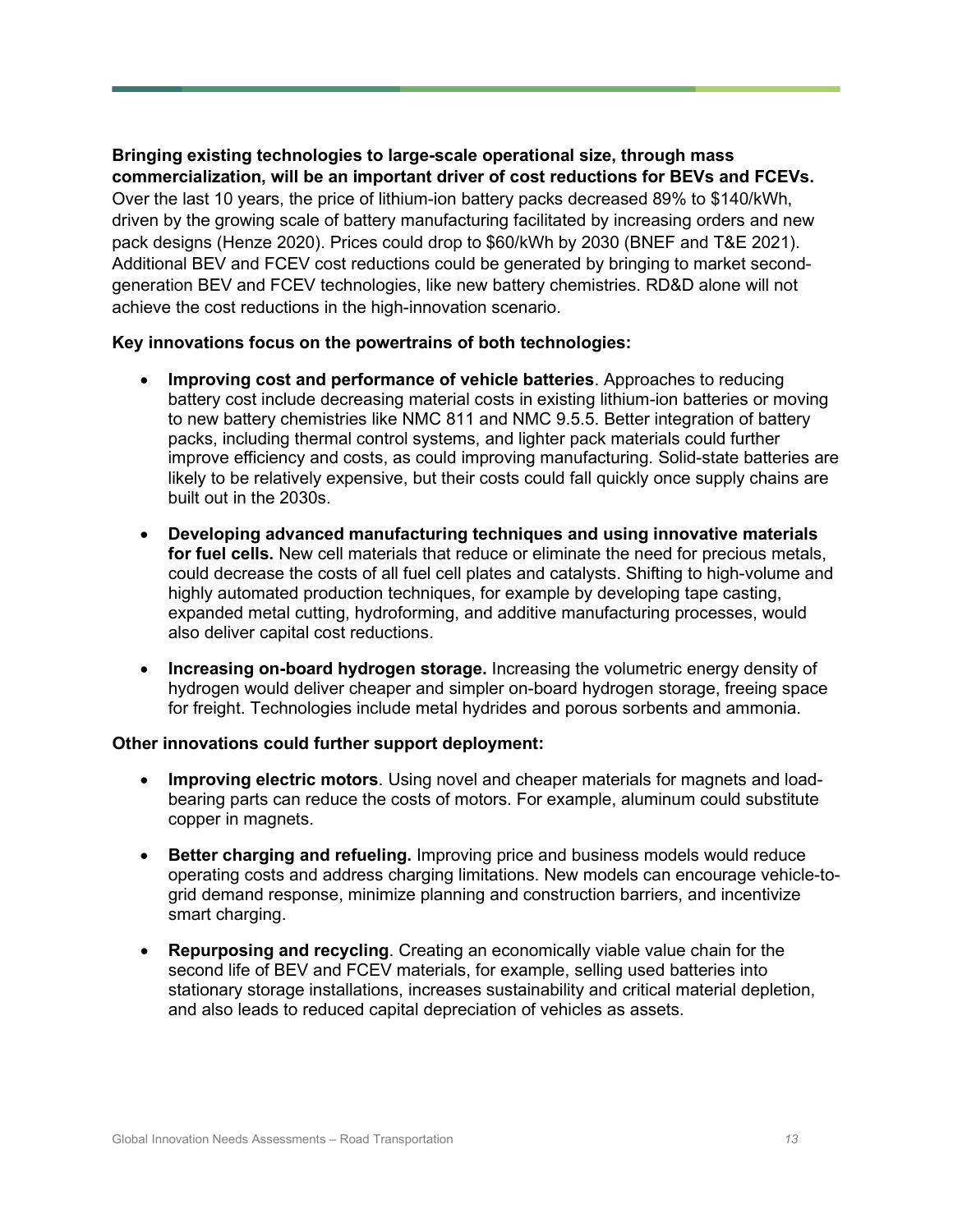**Bringing existing technologies to large-scale operational size, through mass commercialization, will be an important driver of cost reductions for BEVs and FCEVs.** Over the last 10 years, the price of lithium-ion battery packs decreased 89% to $140/kWh, driven by the growing scale of battery manufacturing facilitated by increasing orders and new pack designs (Henze 2020). Prices could drop to $60/kWh by 2030 (BNEF and T&E 2021). Additional BEV and FCEV cost reductions could be generated by bringing to market second-generation BEV and FCEV technologies, like new battery chemistries. RD&D alone will not achieve the cost reductions in the high-innovation scenario.

**Key innovations focus on the powertrains of both technologies:**

- **Improving cost and performance of vehicle batteries**. Approaches to reducing battery cost include decreasing material costs in existing lithium-ion batteries or moving to new battery chemistries like NMC 811 and NMC 9.5.5. Better integration of battery packs, including thermal control systems, and lighter pack materials could further improve efficiency and costs, as could improving manufacturing. Solid-state batteries are likely to be relatively expensive, but their costs could fall quickly once supply chains are built out in the 2030s.
- **Developing advanced manufacturing techniques and using innovative materials for fuel cells.** New cell materials that reduce or eliminate the need for precious metals, could decrease the costs of all fuel cell plates and catalysts. Shifting to high-volume and highly automated production techniques, for example by developing tape casting, expanded metal cutting, hydroforming, and additive manufacturing processes, would also deliver capital cost reductions.
- **Increasing on-board hydrogen storage.** Increasing the volumetric energy density of hydrogen would deliver cheaper and simpler on-board hydrogen storage, freeing space for freight. Technologies include metal hydrides and porous sorbents and ammonia.

**Other innovations could further support deployment:**

- **Improving electric motors**. Using novel and cheaper materials for magnets and load-bearing parts can reduce the costs of motors. For example, aluminum could substitute copper in magnets.
- **Better charging and refueling.** Improving price and business models would reduce operating costs and address charging limitations. New models can encourage vehicle-to-grid demand response, minimize planning and construction barriers, and incentivize smart charging.
- **Repurposing and recycling**. Creating an economically viable value chain for the second life of BEV and FCEV materials, for example, selling used batteries into stationary storage installations, increases sustainability and critical material depletion, and also leads to reduced capital depreciation of vehicles as assets.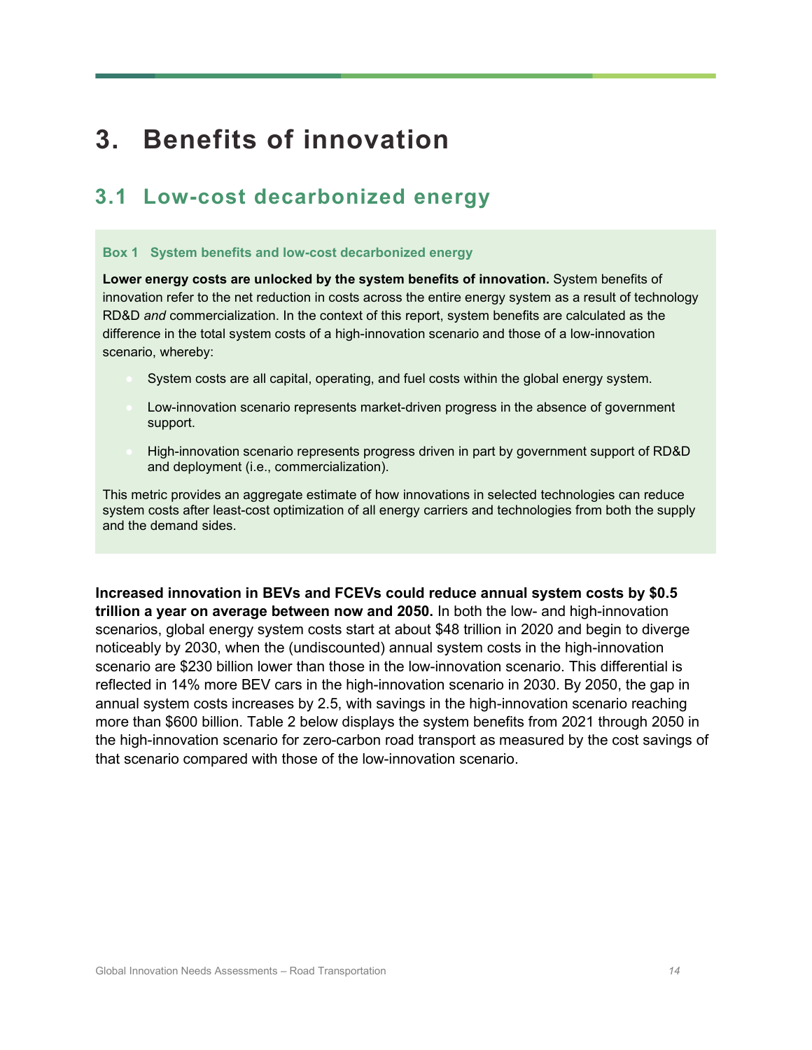# 3. Benefits of innovation

## 3.1 Low-cost decarbonized energy

### Box 1 System benefits and low-cost decarbonized energy

**Lower energy costs are unlocked by the system benefits of innovation.** System benefits of innovation refer to the net reduction in costs across the entire energy system as a result of technology RD&D *and* commercialization. In the context of this report, system benefits are calculated as the difference in the total system costs of a high-innovation scenario and those of a low-innovation scenario, whereby:

- System costs are all capital, operating, and fuel costs within the global energy system.
- Low-innovation scenario represents market-driven progress in the absence of government support.
- High-innovation scenario represents progress driven in part by government support of RD&D and deployment (i.e., commercialization).

This metric provides an aggregate estimate of how innovations in selected technologies can reduce system costs after least-cost optimization of all energy carriers and technologies from both the supply and the demand sides.

**Increased innovation in BEVs and FCEVs could reduce annual system costs by $0.5 trillion a year on average between now and 2050.** In both the low- and high-innovation scenarios, global energy system costs start at about $48 trillion in 2020 and begin to diverge noticeably by 2030, when the (undiscounted) annual system costs in the high-innovation scenario are $230 billion lower than those in the low-innovation scenario. This differential is reflected in 14% more BEV cars in the high-innovation scenario in 2030. By 2050, the gap in annual system costs increases by 2.5, with savings in the high-innovation scenario reaching more than $600 billion. Table 2 below displays the system benefits from 2021 through 2050 in the high-innovation scenario for zero-carbon road transport as measured by the cost savings of that scenario compared with those of the low-innovation scenario.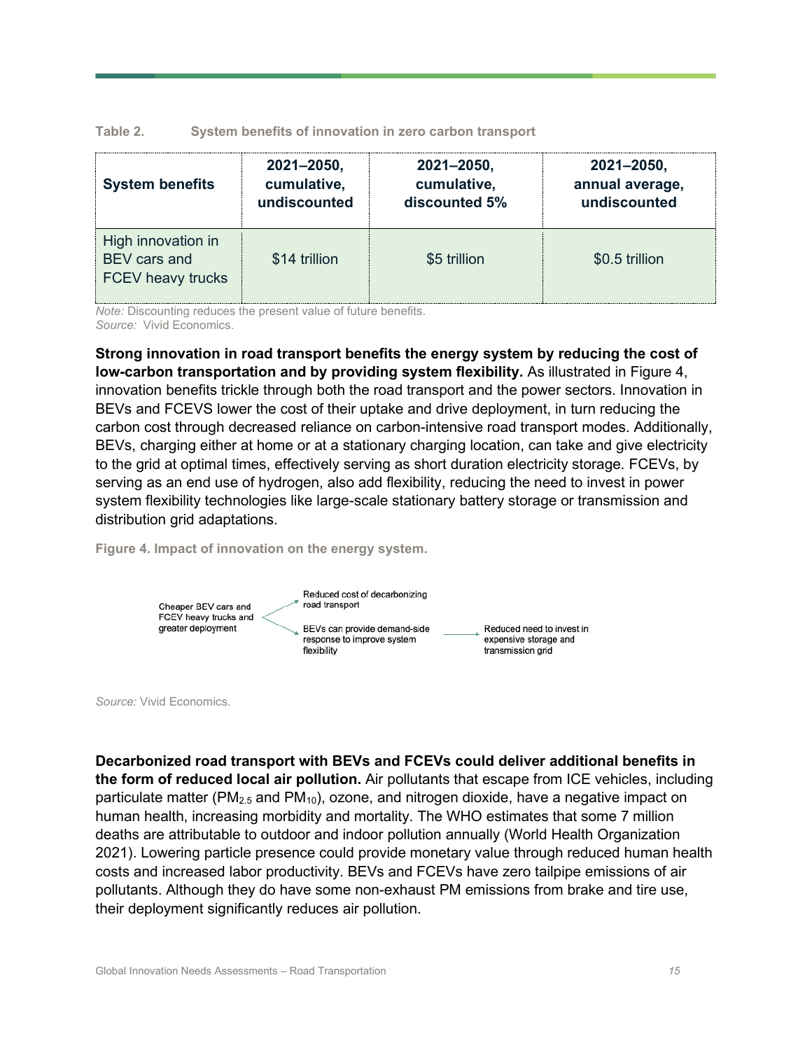Table 2. System benefits of innovation in zero carbon transport

| System benefits | 2021–2050, cumulative, undiscounted | 2021–2050, cumulative, discounted 5% | 2021–2050, annual average, undiscounted |
|---|---|---|---|
| High innovation in BEV cars and FCEV heavy trucks | $14 trillion | $5 trillion | $0.5 trillion |

*Note:* Discounting reduces the present value of future benefits.
*Source:* Vivid Economics.

**Strong innovation in road transport benefits the energy system by reducing the cost of low-carbon transportation and by providing system flexibility.** As illustrated in Figure 4, innovation benefits trickle through both the road transport and the power sectors. Innovation in BEVs and FCEVS lower the cost of their uptake and drive deployment, in turn reducing the carbon cost through decreased reliance on carbon-intensive road transport modes. Additionally, BEVs, charging either at home or at a stationary charging location, can take and give electricity to the grid at optimal times, effectively serving as short duration electricity storage. FCEVs, by serving as an end use of hydrogen, also add flexibility, reducing the need to invest in power system flexibility technologies like large-scale stationary battery storage or transmission and distribution grid adaptations.

**Figure 4. Impact of innovation on the energy system.**

Cheaper BEV cars and FCEV heavy trucks and greater deployment → Reduced cost of decarbonizing road transport

Cheaper BEV cars and FCEV heavy trucks and greater deployment → BEVs can provide demand-side response to improve system flexibility → Reduced need to invest in expensive storage and transmission grid

*Source:* Vivid Economics.

**Decarbonized road transport with BEVs and FCEVs could deliver additional benefits in the form of reduced local air pollution.** Air pollutants that escape from ICE vehicles, including particulate matter ($PM_{2.5}$ and $PM_{10}$), ozone, and nitrogen dioxide, have a negative impact on human health, increasing morbidity and mortality. The WHO estimates that some 7 million deaths are attributable to outdoor and indoor pollution annually (World Health Organization 2021). Lowering particle presence could provide monetary value through reduced human health costs and increased labor productivity. BEVs and FCEVs have zero tailpipe emissions of air pollutants. Although they do have some non-exhaust PM emissions from brake and tire use, their deployment significantly reduces air pollution.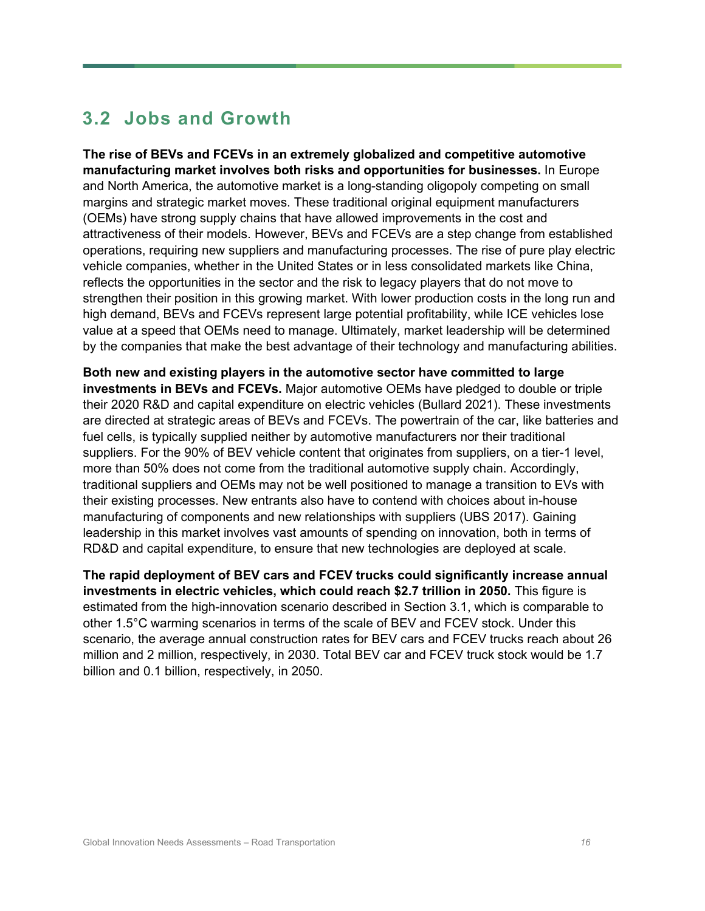## 3.2 Jobs and Growth

**The rise of BEVs and FCEVs in an extremely globalized and competitive automotive manufacturing market involves both risks and opportunities for businesses.** In Europe and North America, the automotive market is a long-standing oligopoly competing on small margins and strategic market moves. These traditional original equipment manufacturers (OEMs) have strong supply chains that have allowed improvements in the cost and attractiveness of their models. However, BEVs and FCEVs are a step change from established operations, requiring new suppliers and manufacturing processes. The rise of pure play electric vehicle companies, whether in the United States or in less consolidated markets like China, reflects the opportunities in the sector and the risk to legacy players that do not move to strengthen their position in this growing market. With lower production costs in the long run and high demand, BEVs and FCEVs represent large potential profitability, while ICE vehicles lose value at a speed that OEMs need to manage. Ultimately, market leadership will be determined by the companies that make the best advantage of their technology and manufacturing abilities.

**Both new and existing players in the automotive sector have committed to large investments in BEVs and FCEVs.** Major automotive OEMs have pledged to double or triple their 2020 R&D and capital expenditure on electric vehicles (Bullard 2021). These investments are directed at strategic areas of BEVs and FCEVs. The powertrain of the car, like batteries and fuel cells, is typically supplied neither by automotive manufacturers nor their traditional suppliers. For the 90% of BEV vehicle content that originates from suppliers, on a tier-1 level, more than 50% does not come from the traditional automotive supply chain. Accordingly, traditional suppliers and OEMs may not be well positioned to manage a transition to EVs with their existing processes. New entrants also have to contend with choices about in-house manufacturing of components and new relationships with suppliers (UBS 2017). Gaining leadership in this market involves vast amounts of spending on innovation, both in terms of RD&D and capital expenditure, to ensure that new technologies are deployed at scale.

**The rapid deployment of BEV cars and FCEV trucks could significantly increase annual investments in electric vehicles, which could reach $2.7 trillion in 2050.** This figure is estimated from the high-innovation scenario described in Section 3.1, which is comparable to other 1.5°C warming scenarios in terms of the scale of BEV and FCEV stock. Under this scenario, the average annual construction rates for BEV cars and FCEV trucks reach about 26 million and 2 million, respectively, in 2030. Total BEV car and FCEV truck stock would be 1.7 billion and 0.1 billion, respectively, in 2050.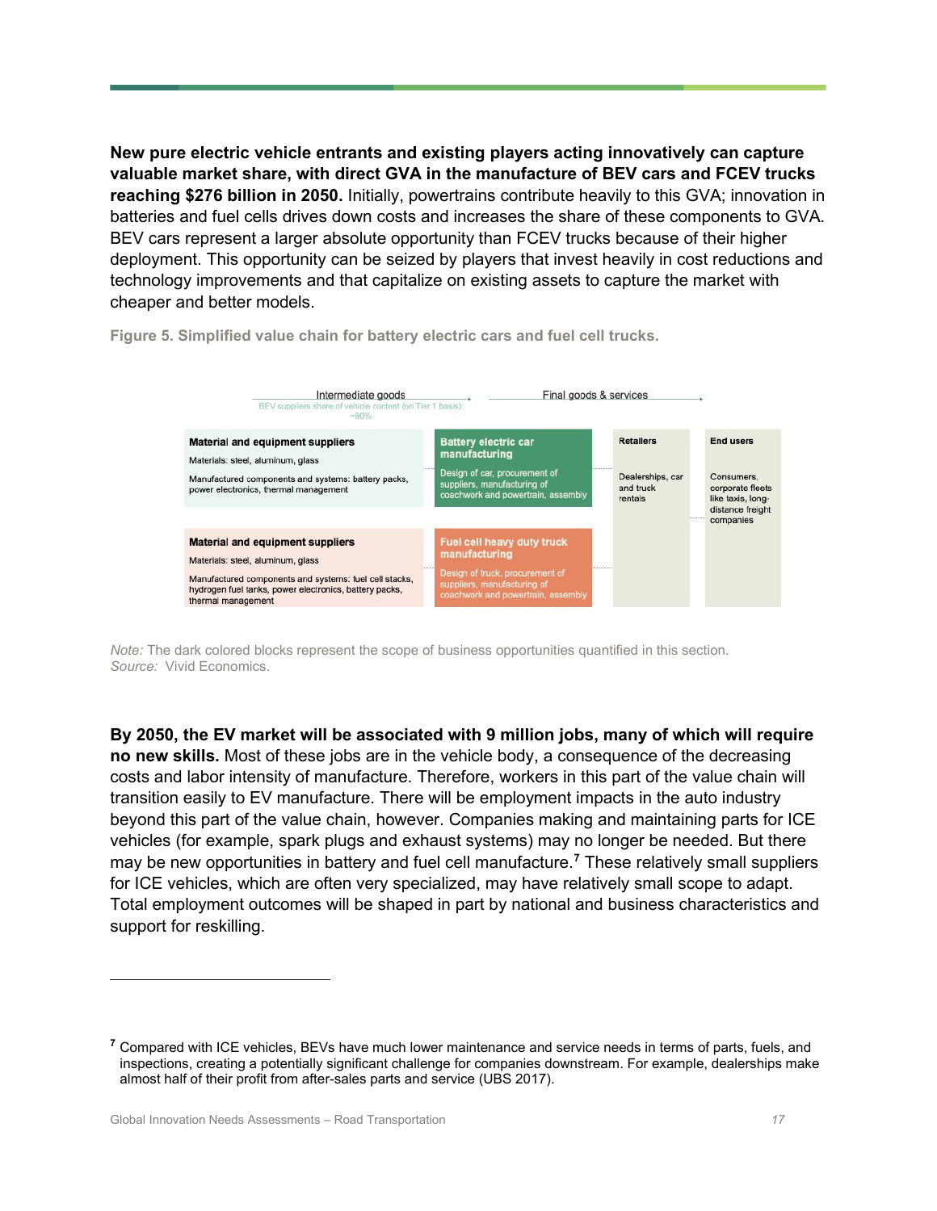**New pure electric vehicle entrants and existing players acting innovatively can capture valuable market share, with direct GVA in the manufacture of BEV cars and FCEV trucks reaching $276 billion in 2050.** Initially, powertrains contribute heavily to this GVA; innovation in batteries and fuel cells drives down costs and increases the share of these components to GVA. BEV cars represent a larger absolute opportunity than FCEV trucks because of their higher deployment. This opportunity can be seized by players that invest heavily in cost reductions and technology improvements and that capitalize on existing assets to capture the market with cheaper and better models.

**Figure 5. Simplified value chain for battery electric cars and fuel cell trucks.**

Intermediate goods
BEV suppliers share of vehicle content (on Tier 1 basis): ~90%

Final goods & services

**Material and equipment suppliers**
Materials: steel, aluminum, glass
Manufactured components and systems: battery packs, power electronics, thermal management

**Battery electric car manufacturing**
Design of car, procurement of suppliers, manufacturing of coachwork and powertrain, assembly

**Material and equipment suppliers**
Materials: steel, aluminum, glass
Manufactured components and systems: fuel cell stacks, hydrogen fuel tanks, power electronics, battery packs, thermal management

**Fuel cell heavy duty truck manufacturing**
Design of truck, procurement of suppliers, manufacturing of coachwork and powertrain, assembly

**Retailers**
Dealerships, car and truck rentals

**End users**
Consumers, corporate fleets like taxis, long-distance freight companies

*Note:* The dark colored blocks represent the scope of business opportunities quantified in this section.
*Source:* Vivid Economics.

**By 2050, the EV market will be associated with 9 million jobs, many of which will require no new skills.** Most of these jobs are in the vehicle body, a consequence of the decreasing costs and labor intensity of manufacture. Therefore, workers in this part of the value chain will transition easily to EV manufacture. There will be employment impacts in the auto industry beyond this part of the value chain, however. Companies making and maintaining parts for ICE vehicles (for example, spark plugs and exhaust systems) may no longer be needed. But there may be new opportunities in battery and fuel cell manufacture.[7] These relatively small suppliers for ICE vehicles, which are often very specialized, may have relatively small scope to adapt. Total employment outcomes will be shaped in part by national and business characteristics and support for reskilling.

[7] Compared with ICE vehicles, BEVs have much lower maintenance and service needs in terms of parts, fuels, and inspections, creating a potentially significant challenge for companies downstream. For example, dealerships make almost half of their profit from after-sales parts and service (UBS 2017).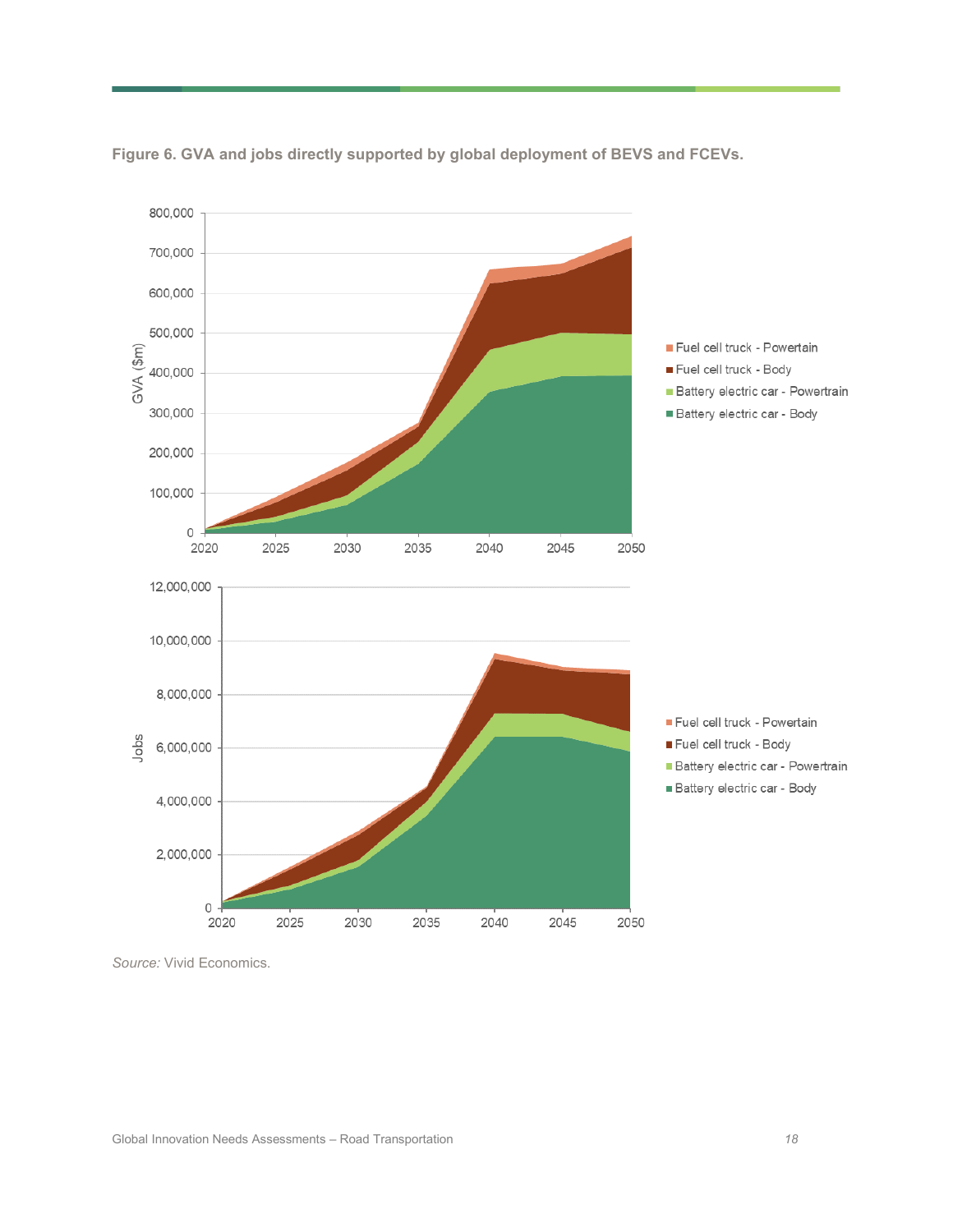**Figure 6. GVA and jobs directly supported by global deployment of BEVS and FCEVs.**

*Source:* Vivid Economics.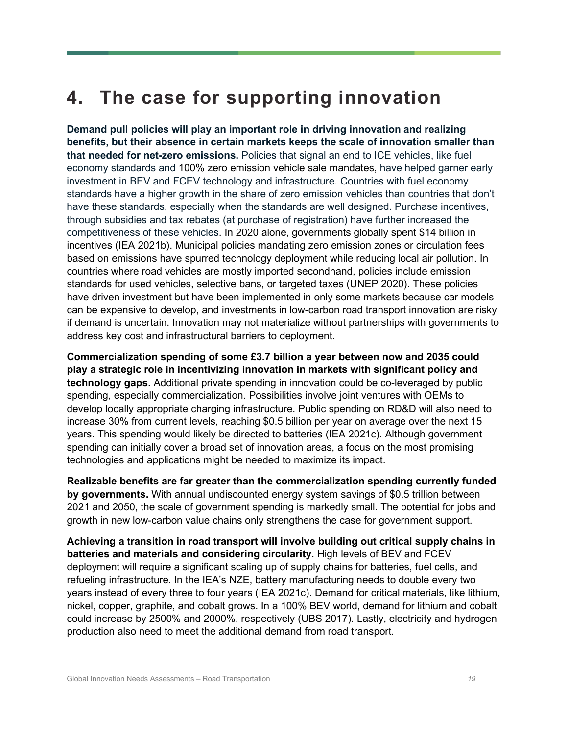# 4. The case for supporting innovation

**Demand pull policies will play an important role in driving innovation and realizing benefits, but their absence in certain markets keeps the scale of innovation smaller than that needed for net-zero emissions.** Policies that signal an end to ICE vehicles, like fuel economy standards and 100% zero emission vehicle sale mandates, have helped garner early investment in BEV and FCEV technology and infrastructure. Countries with fuel economy standards have a higher growth in the share of zero emission vehicles than countries that don't have these standards, especially when the standards are well designed. Purchase incentives, through subsidies and tax rebates (at purchase of registration) have further increased the competitiveness of these vehicles. In 2020 alone, governments globally spent $14 billion in incentives (IEA 2021b). Municipal policies mandating zero emission zones or circulation fees based on emissions have spurred technology deployment while reducing local air pollution. In countries where road vehicles are mostly imported secondhand, policies include emission standards for used vehicles, selective bans, or targeted taxes (UNEP 2020). These policies have driven investment but have been implemented in only some markets because car models can be expensive to develop, and investments in low-carbon road transport innovation are risky if demand is uncertain. Innovation may not materialize without partnerships with governments to address key cost and infrastructural barriers to deployment.

**Commercialization spending of some £3.7 billion a year between now and 2035 could play a strategic role in incentivizing innovation in markets with significant policy and technology gaps.** Additional private spending in innovation could be co-leveraged by public spending, especially commercialization. Possibilities involve joint ventures with OEMs to develop locally appropriate charging infrastructure. Public spending on RD&D will also need to increase 30% from current levels, reaching $0.5 billion per year on average over the next 15 years. This spending would likely be directed to batteries (IEA 2021c). Although government spending can initially cover a broad set of innovation areas, a focus on the most promising technologies and applications might be needed to maximize its impact.

**Realizable benefits are far greater than the commercialization spending currently funded by governments.** With annual undiscounted energy system savings of $0.5 trillion between 2021 and 2050, the scale of government spending is markedly small. The potential for jobs and growth in new low-carbon value chains only strengthens the case for government support.

**Achieving a transition in road transport will involve building out critical supply chains in batteries and materials and considering circularity.** High levels of BEV and FCEV deployment will require a significant scaling up of supply chains for batteries, fuel cells, and refueling infrastructure. In the IEA's NZE, battery manufacturing needs to double every two years instead of every three to four years (IEA 2021c). Demand for critical materials, like lithium, nickel, copper, graphite, and cobalt grows. In a 100% BEV world, demand for lithium and cobalt could increase by 2500% and 2000%, respectively (UBS 2017). Lastly, electricity and hydrogen production also need to meet the additional demand from road transport.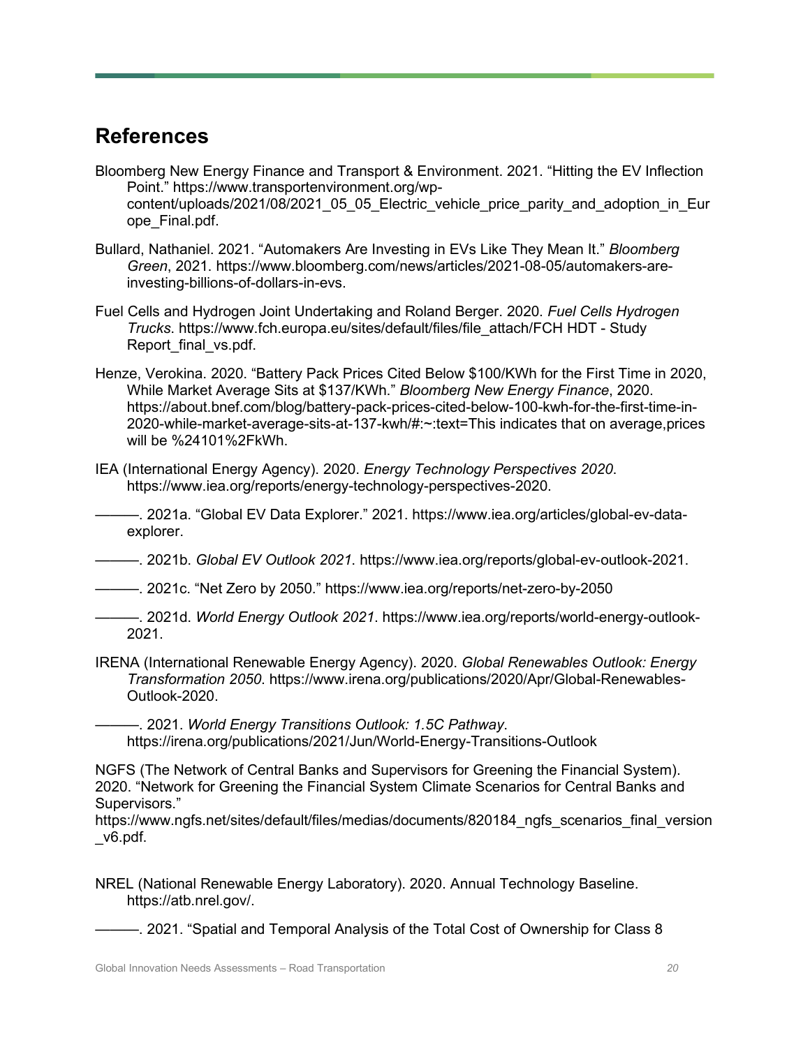# References

Bloomberg New Energy Finance and Transport & Environment. 2021. "Hitting the EV Inflection Point." https://www.transportenvironment.org/wp-content/uploads/2021/08/2021_05_05_Electric_vehicle_price_parity_and_adoption_in_Europe_Final.pdf.

Bullard, Nathaniel. 2021. "Automakers Are Investing in EVs Like They Mean It." *Bloomberg Green*, 2021. https://www.bloomberg.com/news/articles/2021-08-05/automakers-are-investing-billions-of-dollars-in-evs.

Fuel Cells and Hydrogen Joint Undertaking and Roland Berger. 2020. *Fuel Cells Hydrogen Trucks*. https://www.fch.europa.eu/sites/default/files/file_attach/FCH HDT - Study Report_final_vs.pdf.

Henze, Verokina. 2020. "Battery Pack Prices Cited Below $100/KWh for the First Time in 2020, While Market Average Sits at $137/KWh." *Bloomberg New Energy Finance*, 2020. https://about.bnef.com/blog/battery-pack-prices-cited-below-100-kwh-for-the-first-time-in-2020-while-market-average-sits-at-137-kwh/#:~:text=This indicates that on average,prices will be %24101%2FkWh.

IEA (International Energy Agency). 2020. *Energy Technology Perspectives 2020*. https://www.iea.org/reports/energy-technology-perspectives-2020.

———. 2021a. "Global EV Data Explorer." 2021. https://www.iea.org/articles/global-ev-data-explorer.

———. 2021b. *Global EV Outlook 2021*. https://www.iea.org/reports/global-ev-outlook-2021.

———. 2021c. "Net Zero by 2050." https://www.iea.org/reports/net-zero-by-2050

———. 2021d. *World Energy Outlook 2021*. https://www.iea.org/reports/world-energy-outlook-2021.

IRENA (International Renewable Energy Agency). 2020. *Global Renewables Outlook: Energy Transformation 2050*. https://www.irena.org/publications/2020/Apr/Global-Renewables-Outlook-2020.

———. 2021. *World Energy Transitions Outlook: 1.5C Pathway*. https://irena.org/publications/2021/Jun/World-Energy-Transitions-Outlook

NGFS (The Network of Central Banks and Supervisors for Greening the Financial System). 2020. "Network for Greening the Financial System Climate Scenarios for Central Banks and Supervisors." https://www.ngfs.net/sites/default/files/medias/documents/820184_ngfs_scenarios_final_version_v6.pdf.

NREL (National Renewable Energy Laboratory). 2020. Annual Technology Baseline. https://atb.nrel.gov/.

———. 2021. "Spatial and Temporal Analysis of the Total Cost of Ownership for Class 8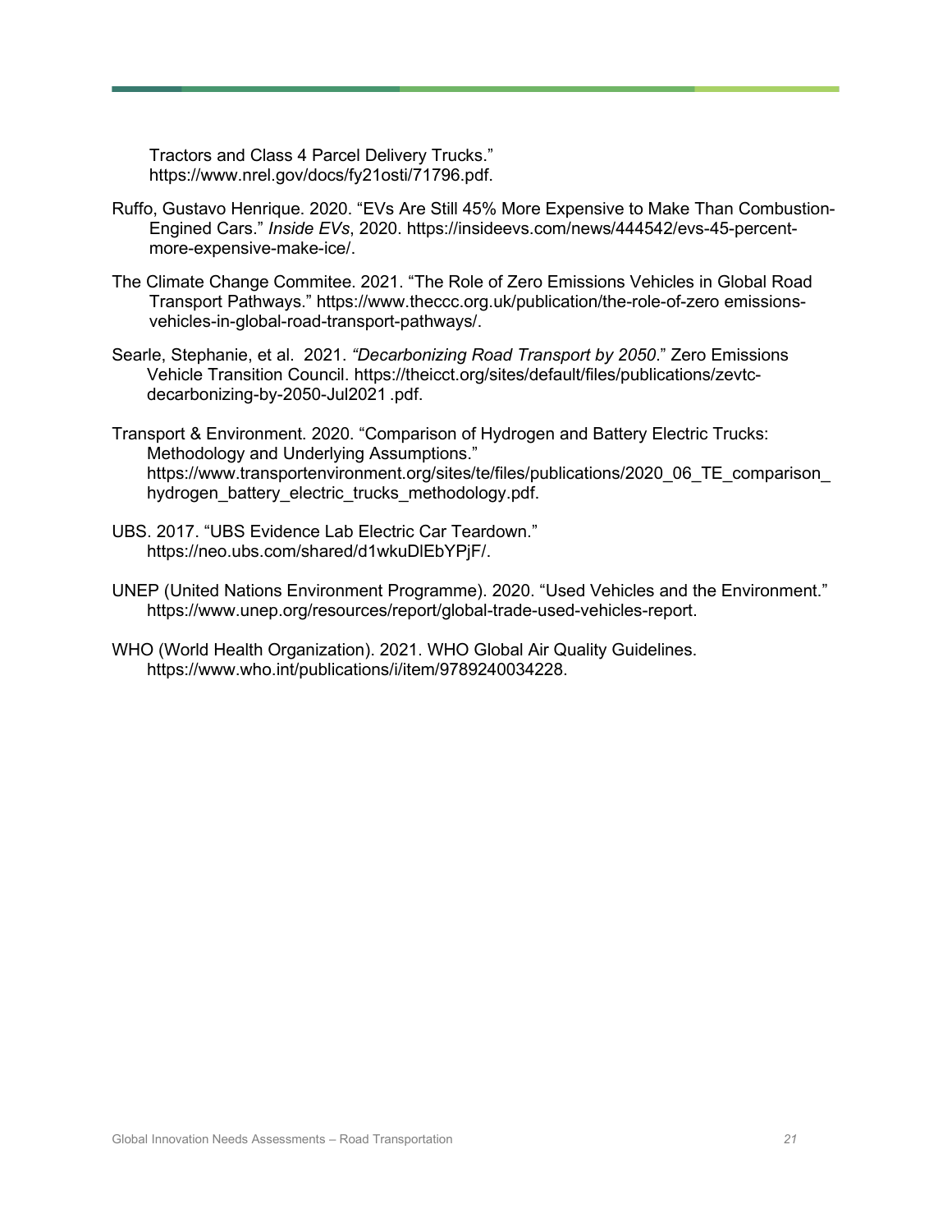Tractors and Class 4 Parcel Delivery Trucks." https://www.nrel.gov/docs/fy21osti/71796.pdf.

Ruffo, Gustavo Henrique. 2020. "EVs Are Still 45% More Expensive to Make Than Combustion-Engined Cars." *Inside EVs*, 2020. https://insideevs.com/news/444542/evs-45-percent-more-expensive-make-ice/.

The Climate Change Commitee. 2021. "The Role of Zero Emissions Vehicles in Global Road Transport Pathways." https://www.theccc.org.uk/publication/the-role-of-zero emissions-vehicles-in-global-road-transport-pathways/.

Searle, Stephanie, et al. 2021. *"Decarbonizing Road Transport by 2050*." Zero Emissions Vehicle Transition Council. https://theicct.org/sites/default/files/publications/zevtc-decarbonizing-by-2050-Jul2021 .pdf.

Transport & Environment. 2020. "Comparison of Hydrogen and Battery Electric Trucks: Methodology and Underlying Assumptions." https://www.transportenvironment.org/sites/te/files/publications/2020_06_TE_comparison_hydrogen_battery_electric_trucks_methodology.pdf.

UBS. 2017. "UBS Evidence Lab Electric Car Teardown." https://neo.ubs.com/shared/d1wkuDlEbYPjF/.

UNEP (United Nations Environment Programme). 2020. "Used Vehicles and the Environment." https://www.unep.org/resources/report/global-trade-used-vehicles-report.

WHO (World Health Organization). 2021. WHO Global Air Quality Guidelines. https://www.who.int/publications/i/item/9789240034228.